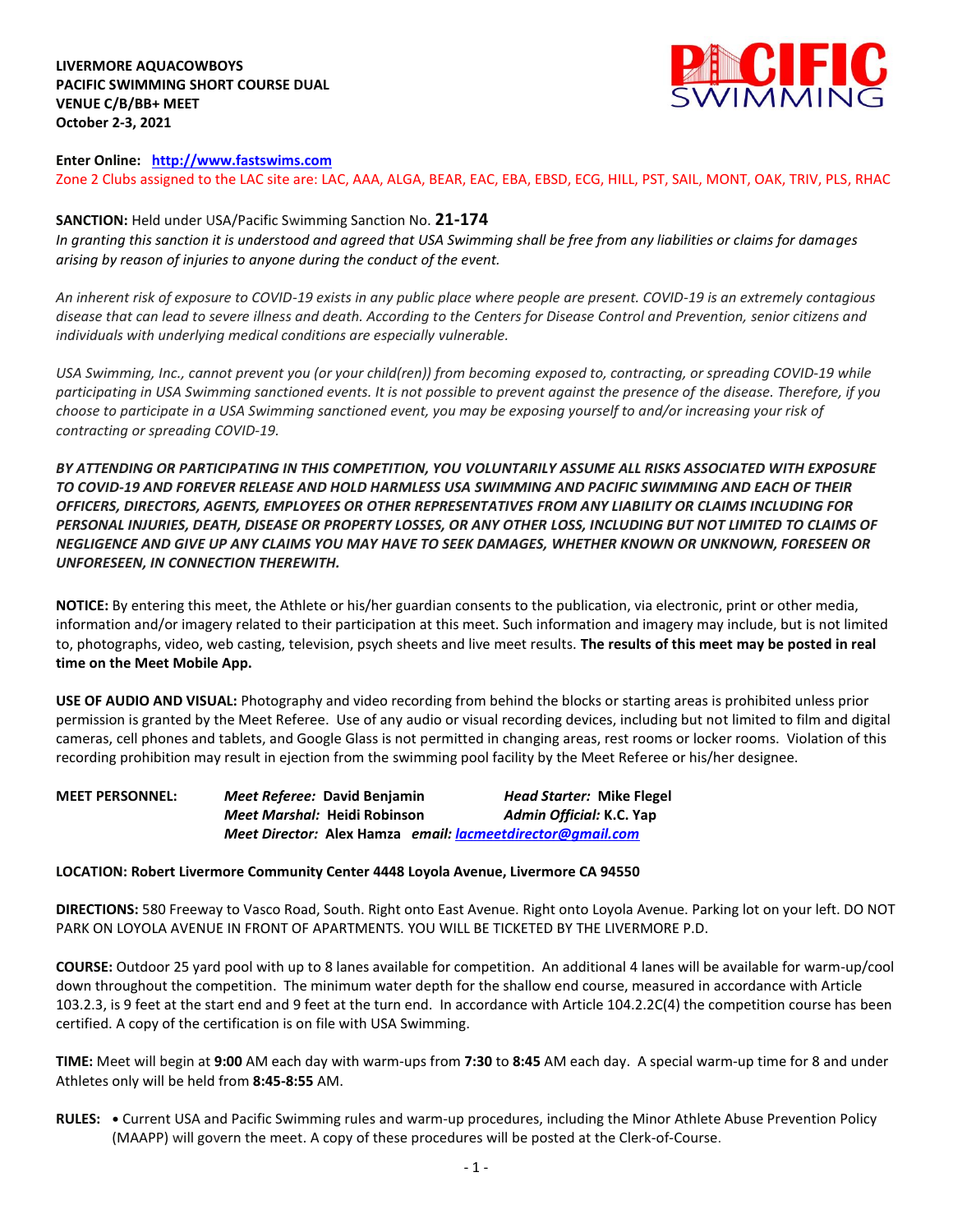**LIVERMORE AQUACOWBOYS**
**PACIFIC SWIMMING SHORT COURSE DUAL**
**VENUE C/B/BB+ MEET**
**October 2-3, 2021**

**Enter Online:** **http://www.fastswims.com**

Zone 2 Clubs assigned to the LAC site are: LAC, AAA, ALGA, BEAR, EAC, EBA, EBSD, ECG, HILL, PST, SAIL, MONT, OAK, TRIV, PLS, RHAC

**SANCTION:** Held under USA/Pacific Swimming Sanction No. **21-174**

*In granting this sanction it is understood and agreed that USA Swimming shall be free from any liabilities or claims for damages arising by reason of injuries to anyone during the conduct of the event.*

*An inherent risk of exposure to COVID-19 exists in any public place where people are present. COVID-19 is an extremely contagious disease that can lead to severe illness and death. According to the Centers for Disease Control and Prevention, senior citizens and individuals with underlying medical conditions are especially vulnerable.*

*USA Swimming, Inc., cannot prevent you (or your child(ren)) from becoming exposed to, contracting, or spreading COVID-19 while participating in USA Swimming sanctioned events. It is not possible to prevent against the presence of the disease. Therefore, if you choose to participate in a USA Swimming sanctioned event, you may be exposing yourself to and/or increasing your risk of contracting or spreading COVID-19.*

***BY ATTENDING OR PARTICIPATING IN THIS COMPETITION, YOU VOLUNTARILY ASSUME ALL RISKS ASSOCIATED WITH EXPOSURE TO COVID-19 AND FOREVER RELEASE AND HOLD HARMLESS USA SWIMMING AND PACIFIC SWIMMING AND EACH OF THEIR OFFICERS, DIRECTORS, AGENTS, EMPLOYEES OR OTHER REPRESENTATIVES FROM ANY LIABILITY OR CLAIMS INCLUDING FOR PERSONAL INJURIES, DEATH, DISEASE OR PROPERTY LOSSES, OR ANY OTHER LOSS, INCLUDING BUT NOT LIMITED TO CLAIMS OF NEGLIGENCE AND GIVE UP ANY CLAIMS YOU MAY HAVE TO SEEK DAMAGES, WHETHER KNOWN OR UNKNOWN, FORESEEN OR UNFORESEEN, IN CONNECTION THEREWITH.***

**NOTICE:** By entering this meet, the Athlete or his/her guardian consents to the publication, via electronic, print or other media, information and/or imagery related to their participation at this meet. Such information and imagery may include, but is not limited to, photographs, video, web casting, television, psych sheets and live meet results. **The results of this meet may be posted in real time on the Meet Mobile App.**

**USE OF AUDIO AND VISUAL:** Photography and video recording from behind the blocks or starting areas is prohibited unless prior permission is granted by the Meet Referee. Use of any audio or visual recording devices, including but not limited to film and digital cameras, cell phones and tablets, and Google Glass is not permitted in changing areas, rest rooms or locker rooms. Violation of this recording prohibition may result in ejection from the swimming pool facility by the Meet Referee or his/her designee.

**MEET PERSONNEL:**
*Meet Referee:* **David Benjamin** — *Head Starter:* **Mike Flegel**
*Meet Marshal:* **Heidi Robinson** — *Admin Official:* **K.C. Yap**
*Meet Director:* **Alex Hamza** *email:* **lacmeetdirector@gmail.com**

**LOCATION: Robert Livermore Community Center 4448 Loyola Avenue, Livermore CA 94550**

**DIRECTIONS:** 580 Freeway to Vasco Road, South. Right onto East Avenue. Right onto Loyola Avenue. Parking lot on your left. DO NOT PARK ON LOYOLA AVENUE IN FRONT OF APARTMENTS. YOU WILL BE TICKETED BY THE LIVERMORE P.D.

**COURSE:** Outdoor 25 yard pool with up to 8 lanes available for competition. An additional 4 lanes will be available for warm-up/cool down throughout the competition. The minimum water depth for the shallow end course, measured in accordance with Article 103.2.3, is 9 feet at the start end and 9 feet at the turn end. In accordance with Article 104.2.2C(4) the competition course has been certified. A copy of the certification is on file with USA Swimming.

**TIME:** Meet will begin at **9:00** AM each day with warm-ups from **7:30** to **8:45** AM each day. A special warm-up time for 8 and under Athletes only will be held from **8:45-8:55** AM.

**RULES:**

- Current USA and Pacific Swimming rules and warm-up procedures, including the Minor Athlete Abuse Prevention Policy (MAAPP) will govern the meet. A copy of these procedures will be posted at the Clerk-of-Course.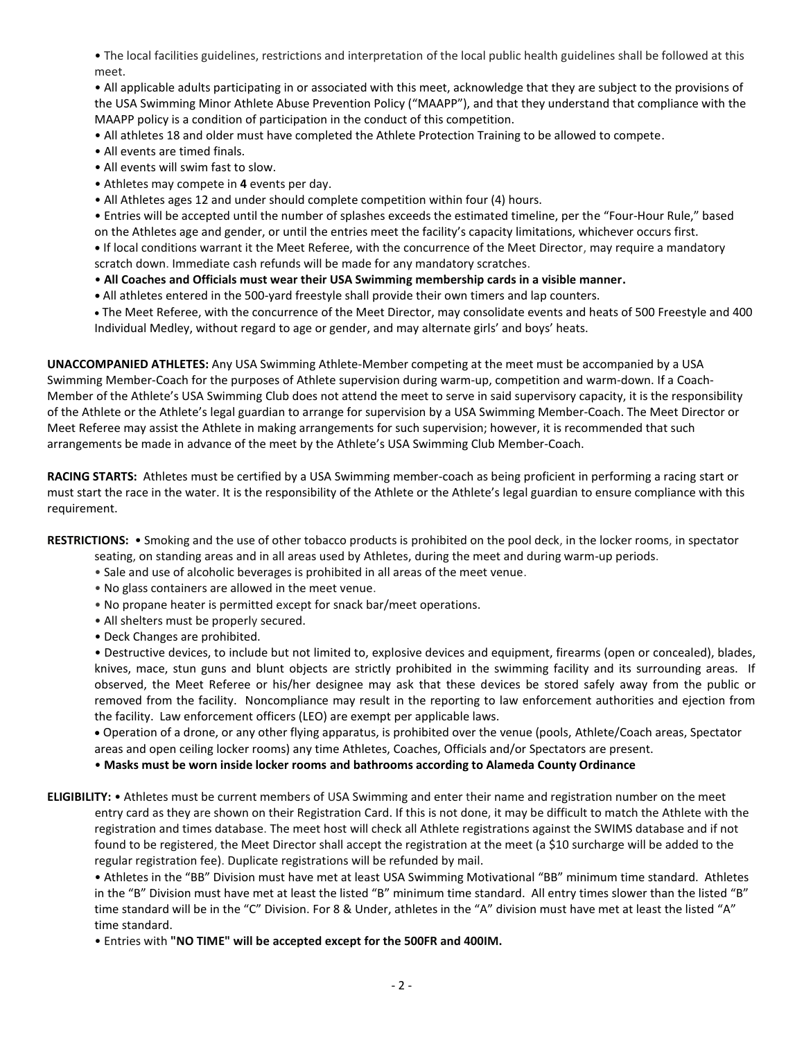- The local facilities guidelines, restrictions and interpretation of the local public health guidelines shall be followed at this meet.
- All applicable adults participating in or associated with this meet, acknowledge that they are subject to the provisions of the USA Swimming Minor Athlete Abuse Prevention Policy ("MAAPP"), and that they understand that compliance with the MAAPP policy is a condition of participation in the conduct of this competition.
- All athletes 18 and older must have completed the Athlete Protection Training to be allowed to compete.
- All events are timed finals.
- All events will swim fast to slow.
- Athletes may compete in **4** events per day.
- All Athletes ages 12 and under should complete competition within four (4) hours.
- Entries will be accepted until the number of splashes exceeds the estimated timeline, per the "Four-Hour Rule," based on the Athletes age and gender, or until the entries meet the facility's capacity limitations, whichever occurs first.
- If local conditions warrant it the Meet Referee, with the concurrence of the Meet Director, may require a mandatory scratch down. Immediate cash refunds will be made for any mandatory scratches.
- **All Coaches and Officials must wear their USA Swimming membership cards in a visible manner.**
- All athletes entered in the 500-yard freestyle shall provide their own timers and lap counters.
- The Meet Referee, with the concurrence of the Meet Director, may consolidate events and heats of 500 Freestyle and 400 Individual Medley, without regard to age or gender, and may alternate girls' and boys' heats.

**UNACCOMPANIED ATHLETES:** Any USA Swimming Athlete-Member competing at the meet must be accompanied by a USA Swimming Member-Coach for the purposes of Athlete supervision during warm-up, competition and warm-down. If a Coach-Member of the Athlete's USA Swimming Club does not attend the meet to serve in said supervisory capacity, it is the responsibility of the Athlete or the Athlete's legal guardian to arrange for supervision by a USA Swimming Member-Coach. The Meet Director or Meet Referee may assist the Athlete in making arrangements for such supervision; however, it is recommended that such arrangements be made in advance of the meet by the Athlete's USA Swimming Club Member-Coach.

**RACING STARTS:** Athletes must be certified by a USA Swimming member-coach as being proficient in performing a racing start or must start the race in the water. It is the responsibility of the Athlete or the Athlete's legal guardian to ensure compliance with this requirement.

**RESTRICTIONS:**
- Smoking and the use of other tobacco products is prohibited on the pool deck, in the locker rooms, in spectator seating, on standing areas and in all areas used by Athletes, during the meet and during warm-up periods.
- Sale and use of alcoholic beverages is prohibited in all areas of the meet venue.
- No glass containers are allowed in the meet venue.
- No propane heater is permitted except for snack bar/meet operations.
- All shelters must be properly secured.
- Deck Changes are prohibited.
- Destructive devices, to include but not limited to, explosive devices and equipment, firearms (open or concealed), blades, knives, mace, stun guns and blunt objects are strictly prohibited in the swimming facility and its surrounding areas. If observed, the Meet Referee or his/her designee may ask that these devices be stored safely away from the public or removed from the facility. Noncompliance may result in the reporting to law enforcement authorities and ejection from the facility. Law enforcement officers (LEO) are exempt per applicable laws.
- Operation of a drone, or any other flying apparatus, is prohibited over the venue (pools, Athlete/Coach areas, Spectator areas and open ceiling locker rooms) any time Athletes, Coaches, Officials and/or Spectators are present.
- **Masks must be worn inside locker rooms and bathrooms according to Alameda County Ordinance**

**ELIGIBILITY:**
- Athletes must be current members of USA Swimming and enter their name and registration number on the meet entry card as they are shown on their Registration Card. If this is not done, it may be difficult to match the Athlete with the registration and times database. The meet host will check all Athlete registrations against the SWIMS database and if not found to be registered, the Meet Director shall accept the registration at the meet (a $10 surcharge will be added to the regular registration fee). Duplicate registrations will be refunded by mail.
- Athletes in the "BB" Division must have met at least USA Swimming Motivational "BB" minimum time standard. Athletes in the "B" Division must have met at least the listed "B" minimum time standard. All entry times slower than the listed "B" time standard will be in the "C" Division. For 8 & Under, athletes in the "A" division must have met at least the listed "A" time standard.
- Entries with **"NO TIME" will be accepted except for the 500FR and 400IM.**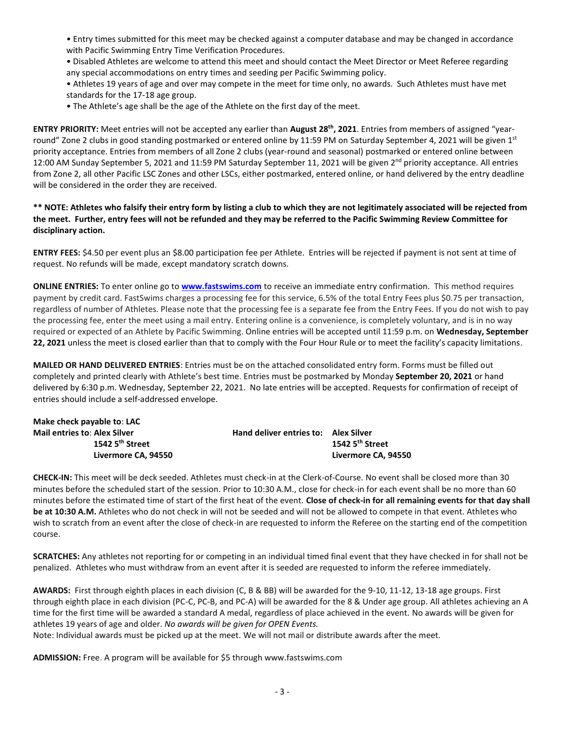- Entry times submitted for this meet may be checked against a computer database and may be changed in accordance with Pacific Swimming Entry Time Verification Procedures.
- Disabled Athletes are welcome to attend this meet and should contact the Meet Director or Meet Referee regarding any special accommodations on entry times and seeding per Pacific Swimming policy.
- Athletes 19 years of age and over may compete in the meet for time only, no awards. Such Athletes must have met standards for the 17-18 age group.
- The Athlete's age shall be the age of the Athlete on the first day of the meet.

**ENTRY PRIORITY:** Meet entries will not be accepted any earlier than **August 28th, 2021**. Entries from members of assigned "year-round" Zone 2 clubs in good standing postmarked or entered online by 11:59 PM on Saturday September 4, 2021 will be given 1st priority acceptance. Entries from members of all Zone 2 clubs (year-round and seasonal) postmarked or entered online between 12:00 AM Sunday September 5, 2021 and 11:59 PM Saturday September 11, 2021 will be given 2nd priority acceptance. All entries from Zone 2, all other Pacific LSC Zones and other LSCs, either postmarked, entered online, or hand delivered by the entry deadline will be considered in the order they are received.

**\*\* NOTE: Athletes who falsify their entry form by listing a club to which they are not legitimately associated will be rejected from the meet. Further, entry fees will not be refunded and they may be referred to the Pacific Swimming Review Committee for disciplinary action.**

**ENTRY FEES:** $4.50 per event plus an $8.00 participation fee per Athlete. Entries will be rejected if payment is not sent at time of request. No refunds will be made, except mandatory scratch downs.

**ONLINE ENTRIES:** To enter online go to **www.fastswims.com** to receive an immediate entry confirmation. This method requires payment by credit card. FastSwims charges a processing fee for this service, 6.5% of the total Entry Fees plus $0.75 per transaction, regardless of number of Athletes. Please note that the processing fee is a separate fee from the Entry Fees. If you do not wish to pay the processing fee, enter the meet using a mail entry. Entering online is a convenience, is completely voluntary, and is in no way required or expected of an Athlete by Pacific Swimming. Online entries will be accepted until 11:59 p.m. on **Wednesday, September 22, 2021** unless the meet is closed earlier than that to comply with the Four Hour Rule or to meet the facility's capacity limitations.

**MAILED OR HAND DELIVERED ENTRIES**: Entries must be on the attached consolidated entry form. Forms must be filled out completely and printed clearly with Athlete's best time. Entries must be postmarked by Monday **September 20, 2021** or hand delivered by 6:30 p.m. Wednesday, September 22, 2021. No late entries will be accepted. Requests for confirmation of receipt of entries should include a self-addressed envelope.

**Make check payable to**: **LAC**

**Mail entries to**: **Alex Silver**
**1542 5th Street**
**Livermore CA, 94550**

**Hand deliver entries to: Alex Silver**
**1542 5th Street**
**Livermore CA, 94550**

**CHECK-IN:** This meet will be deck seeded. Athletes must check-in at the Clerk-of-Course. No event shall be closed more than 30 minutes before the scheduled start of the session. Prior to 10:30 A.M., close for check-in for each event shall be no more than 60 minutes before the estimated time of start of the first heat of the event. **Close of check-in for all remaining events for that day shall be at 10:30 A.M.** Athletes who do not check in will not be seeded and will not be allowed to compete in that event. Athletes who wish to scratch from an event after the close of check-in are requested to inform the Referee on the starting end of the competition course.

**SCRATCHES:** Any athletes not reporting for or competing in an individual timed final event that they have checked in for shall not be penalized. Athletes who must withdraw from an event after it is seeded are requested to inform the referee immediately.

**AWARDS:** First through eighth places in each division (C, B & BB) will be awarded for the 9-10, 11-12, 13-18 age groups. First through eighth place in each division (PC-C, PC-B, and PC-A) will be awarded for the 8 & Under age group. All athletes achieving an A time for the first time will be awarded a standard A medal, regardless of place achieved in the event. No awards will be given for athletes 19 years of age and older. *No awards will be given for OPEN Events.*
Note: Individual awards must be picked up at the meet. We will not mail or distribute awards after the meet.

**ADMISSION:** Free. A program will be available for $5 through www.fastswims.com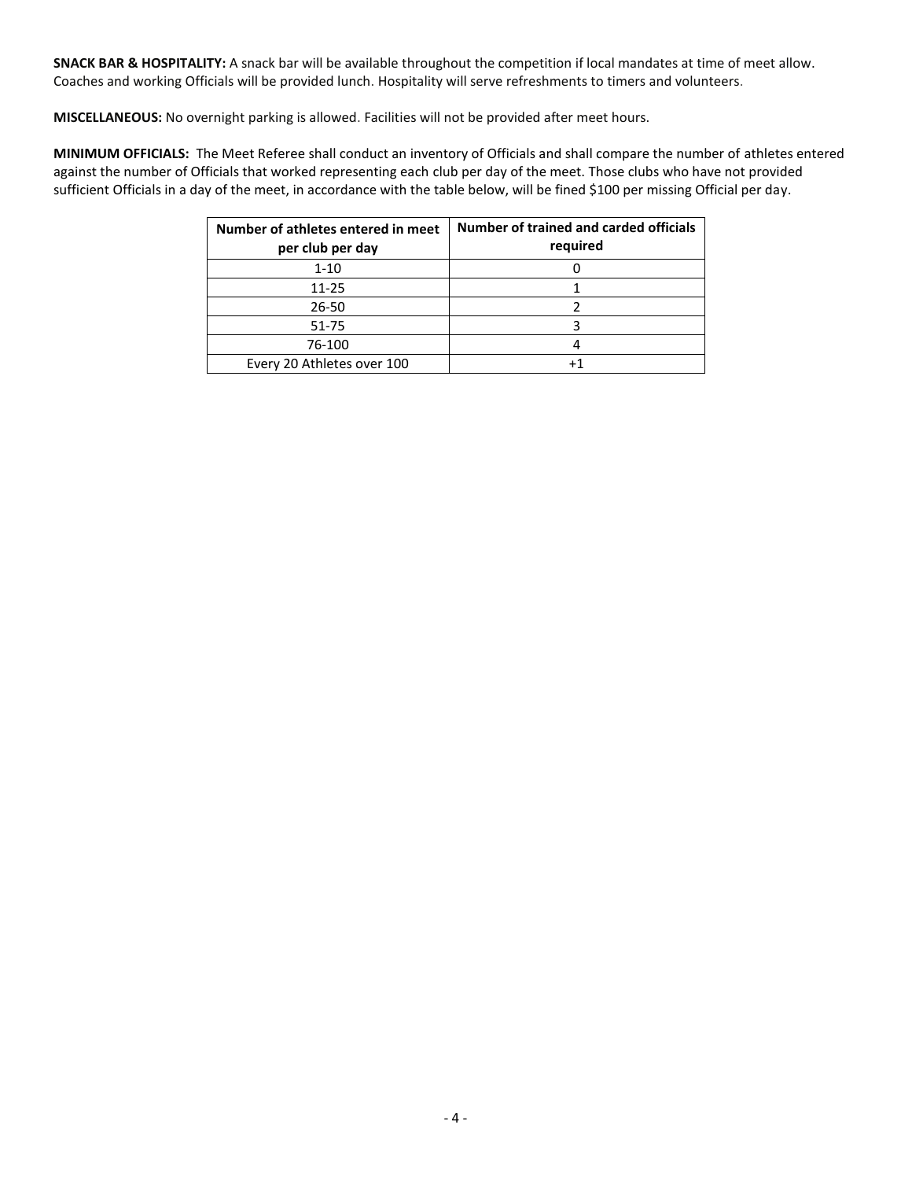**SNACK BAR & HOSPITALITY:** A snack bar will be available throughout the competition if local mandates at time of meet allow. Coaches and working Officials will be provided lunch. Hospitality will serve refreshments to timers and volunteers.

**MISCELLANEOUS:** No overnight parking is allowed. Facilities will not be provided after meet hours.

**MINIMUM OFFICIALS:** The Meet Referee shall conduct an inventory of Officials and shall compare the number of athletes entered against the number of Officials that worked representing each club per day of the meet. Those clubs who have not provided sufficient Officials in a day of the meet, in accordance with the table below, will be fined $100 per missing Official per day.

| Number of athletes entered in meet per club per day | Number of trained and carded officials required |
|---|---|
| 1-10 | 0 |
| 11-25 | 1 |
| 26-50 | 2 |
| 51-75 | 3 |
| 76-100 | 4 |
| Every 20 Athletes over 100 | +1 |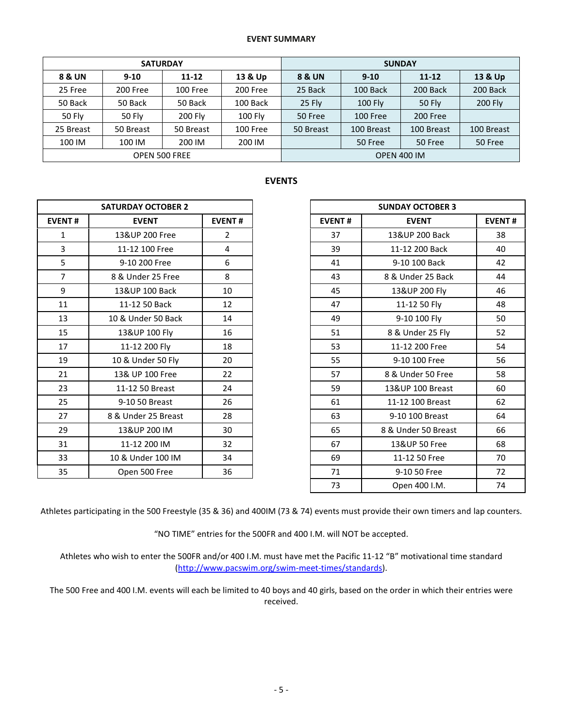**EVENT SUMMARY**

| SATURDAY | | | | SUNDAY | | | |
|---|---|---|---|---|---|---|---|
| **8 & UN** | **9-10** | **11-12** | **13 & Up** | **8 & UN** | **9-10** | **11-12** | **13 & Up** |
| 25 Free | 200 Free | 100 Free | 200 Free | 25 Back | 100 Back | 200 Back | 200 Back |
| 50 Back | 50 Back | 50 Back | 100 Back | 25 Fly | 100 Fly | 50 Fly | 200 Fly |
| 50 Fly | 50 Fly | 200 Fly | 100 Fly | 50 Free | 100 Free | 200 Free | |
| 25 Breast | 50 Breast | 50 Breast | 100 Free | 50 Breast | 100 Breast | 100 Breast | 100 Breast |
| 100 IM | 100 IM | 200 IM | 200 IM | | 50 Free | 50 Free | 50 Free |
| OPEN 500 FREE | | | | OPEN 400 IM | | | |

**EVENTS**

| SATURDAY OCTOBER 2 | | |
|---|---|---|
| **EVENT #** | **EVENT** | **EVENT #** |
| 1 | 13&UP 200 Free | 2 |
| 3 | 11-12 100 Free | 4 |
| 5 | 9-10 200 Free | 6 |
| 7 | 8 & Under 25 Free | 8 |
| 9 | 13&UP 100 Back | 10 |
| 11 | 11-12 50 Back | 12 |
| 13 | 10 & Under 50 Back | 14 |
| 15 | 13&UP 100 Fly | 16 |
| 17 | 11-12 200 Fly | 18 |
| 19 | 10 & Under 50 Fly | 20 |
| 21 | 13& UP 100 Free | 22 |
| 23 | 11-12 50 Breast | 24 |
| 25 | 9-10 50 Breast | 26 |
| 27 | 8 & Under 25 Breast | 28 |
| 29 | 13&UP 200 IM | 30 |
| 31 | 11-12 200 IM | 32 |
| 33 | 10 & Under 100 IM | 34 |
| 35 | Open 500 Free | 36 |

| SUNDAY OCTOBER 3 | | |
|---|---|---|
| **EVENT #** | **EVENT** | **EVENT #** |
| 37 | 13&UP 200 Back | 38 |
| 39 | 11-12 200 Back | 40 |
| 41 | 9-10 100 Back | 42 |
| 43 | 8 & Under 25 Back | 44 |
| 45 | 13&UP 200 Fly | 46 |
| 47 | 11-12 50 Fly | 48 |
| 49 | 9-10 100 Fly | 50 |
| 51 | 8 & Under 25 Fly | 52 |
| 53 | 11-12 200 Free | 54 |
| 55 | 9-10 100 Free | 56 |
| 57 | 8 & Under 50 Free | 58 |
| 59 | 13&UP 100 Breast | 60 |
| 61 | 11-12 100 Breast | 62 |
| 63 | 9-10 100 Breast | 64 |
| 65 | 8 & Under 50 Breast | 66 |
| 67 | 13&UP 50 Free | 68 |
| 69 | 11-12 50 Free | 70 |
| 71 | 9-10 50 Free | 72 |
| 73 | Open 400 I.M. | 74 |

Athletes participating in the 500 Freestyle (35 & 36) and 400IM (73 & 74) events must provide their own timers and lap counters.

"NO TIME" entries for the 500FR and 400 I.M. will NOT be accepted.

Athletes who wish to enter the 500FR and/or 400 I.M. must have met the Pacific 11-12 "B" motivational time standard (http://www.pacswim.org/swim-meet-times/standards).

The 500 Free and 400 I.M. events will each be limited to 40 boys and 40 girls, based on the order in which their entries were received.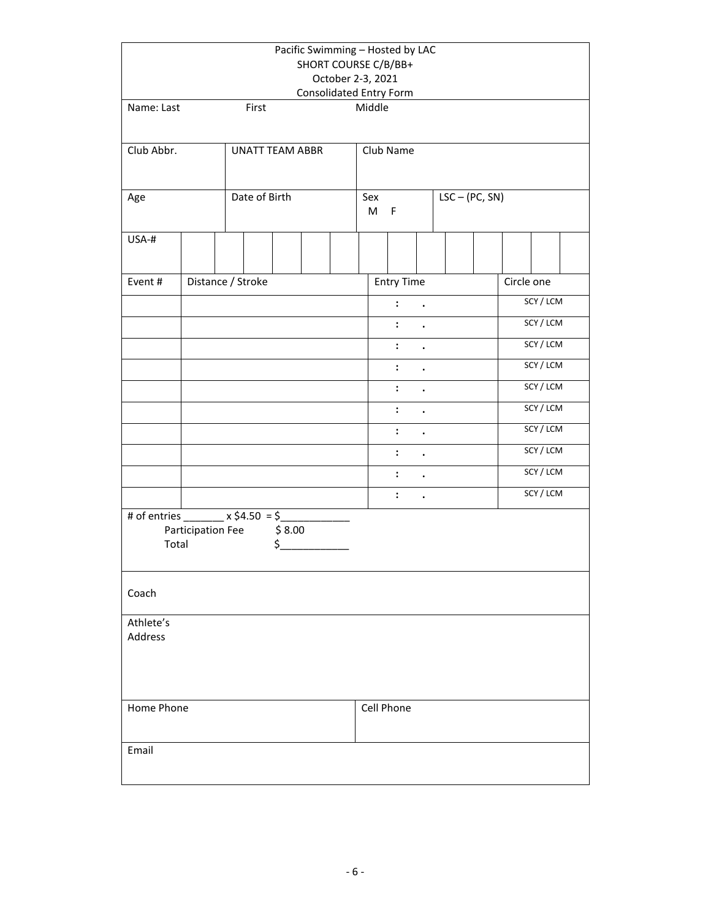Pacific Swimming – Hosted by LAC
SHORT COURSE C/B/BB+
October 2-3, 2021
Consolidated Entry Form

| Name: Last | First | Middle |
|---|---|---|
| | | |

| Club Abbr. | UNATT TEAM ABBR | Club Name | |
|---|---|---|---|
| **Age** | **Date of Birth** | **Sex** M F | **LSC – (PC, SN)** |

| USA-# | | | | | | | | | | | | | | |
|---|---|---|---|---|---|---|---|---|---|---|---|---|---|---|

| Event # | Distance / Stroke | Entry Time | Circle one |
|---|---|---|---|
| | | : . | SCY / LCM |
| | | : . | SCY / LCM |
| | | : . | SCY / LCM |
| | | : . | SCY / LCM |
| | | : . | SCY / LCM |
| | | : . | SCY / LCM |
| | | : . | SCY / LCM |
| | | : . | SCY / LCM |
| | | : . | SCY / LCM |
| | | : . | SCY / LCM |

# of entries _______ x $4.50 = $____________
Participation Fee $ 8.00
Total $____________

Coach

Athlete's Address

| Home Phone | Cell Phone |
|---|---|
| | |

Email